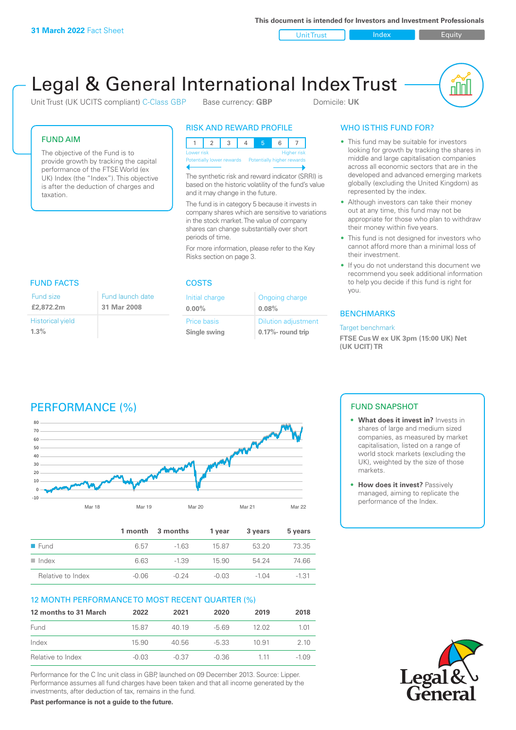31 March 2022 Fact Sheet

This document is intended for Investors and Investment Professionals

Unit Trust | Index | Equity

# Legal & General International Index Trust

Unit Trust (UK UCITS compliant) C-Class GBP    Base currency: **GBP**    Domicile: **UK**

## FUND AIM

The objective of the Fund is to provide growth by tracking the capital performance of the FTSE World (ex UK) Index (the "Index"). This objective is after the deduction of charges and taxation.

## RISK AND REWARD PROFILE

| 1 | 2 | 3 | 4 | 5 | 6 | 7 |
|---|---|---|---|---|---|---|

Lower risk — Higher risk
Potentially lower rewards — Potentially higher rewards

The synthetic risk and reward indicator (SRRI) is based on the historic volatility of the fund's value and it may change in the future.

The fund is in category 5 because it invests in company shares which are sensitive to variations in the stock market. The value of company shares can change substantially over short periods of time.

For more information, please refer to the Key Risks section on page 3.

## WHO IS THIS FUND FOR?

- This fund may be suitable for investors looking for growth by tracking the shares in middle and large capitalisation companies across all economic sectors that are in the developed and advanced emerging markets globally (excluding the United Kingdom) as represented by the index.
- Although investors can take their money out at any time, this fund may not be appropriate for those who plan to withdraw their money within five years.
- This fund is not designed for investors who cannot afford more than a minimal loss of their investment.
- If you do not understand this document we recommend you seek additional information to help you decide if this fund is right for you.

## FUND FACTS

| Fund size | Fund launch date |
|---|---|
| **£2,872.2m** | **31 Mar 2008** |
| Historical yield | |
| **1.3%** | |

## COSTS

| Initial charge | Ongoing charge |
|---|---|
| **0.00%** | **0.08%** |
| Price basis | Dilution adjustment |
| **Single swing** | **0.17%- round trip** |

## BENCHMARKS

Target benchmark

**FTSE Cus W ex UK 3pm (15:00 UK) Net (UK UCIT) TR**

## PERFORMANCE (%)

|  | 1 month | 3 months | 1 year | 3 years | 5 years |
|---|---|---|---|---|---|
| Fund | 6.57 | -1.63 | 15.87 | 53.20 | 73.35 |
| Index | 6.63 | -1.39 | 15.90 | 54.24 | 74.66 |
| Relative to Index | -0.06 | -0.24 | -0.03 | -1.04 | -1.31 |

## 12 MONTH PERFORMANCE TO MOST RECENT QUARTER (%)

| 12 months to 31 March | 2022 | 2021 | 2020 | 2019 | 2018 |
|---|---|---|---|---|---|
| Fund | 15.87 | 40.19 | -5.69 | 12.02 | 1.01 |
| Index | 15.90 | 40.56 | -5.33 | 10.91 | 2.10 |
| Relative to Index | -0.03 | -0.37 | -0.36 | 1.11 | -1.09 |

Performance for the C Inc unit class in GBP, launched on 09 December 2013. Source: Lipper. Performance assumes all fund charges have been taken and that all income generated by the investments, after deduction of tax, remains in the fund.

**Past performance is not a guide to the future.**

## FUND SNAPSHOT

- **What does it invest in?** Invests in shares of large and medium sized companies, as measured by market capitalisation, listed on a range of world stock markets (excluding the UK), weighted by the size of those markets.
- **How does it invest?** Passively managed, aiming to replicate the performance of the Index.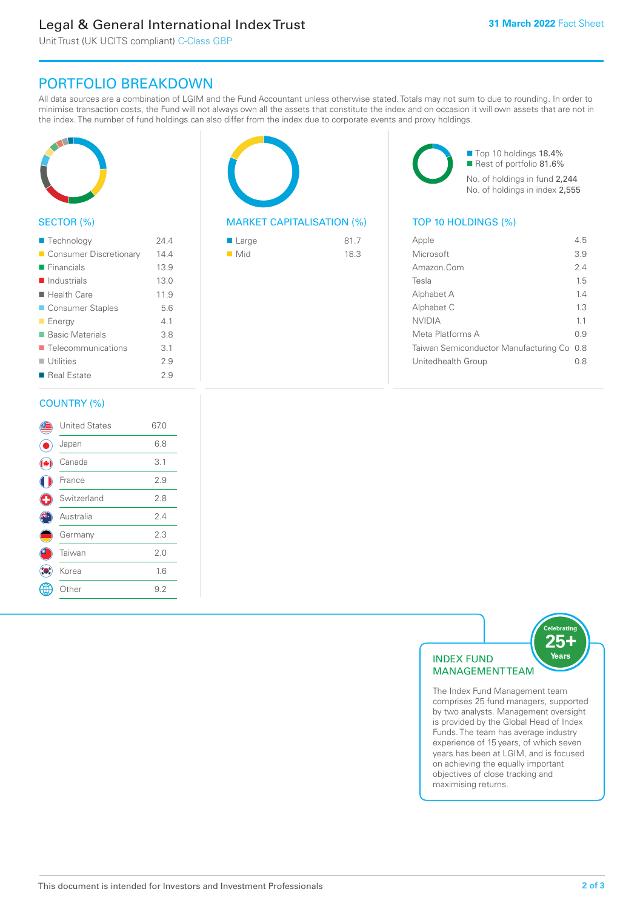## PORTFOLIO BREAKDOWN

All data sources are a combination of LGIM and the Fund Accountant unless otherwise stated. Totals may not sum to due to rounding. In order to minimise transaction costs, the Fund will not always own all the assets that constitute the index and on occasion it will own assets that are not in the index. The number of fund holdings can also differ from the index due to corporate events and proxy holdings.

### SECTOR (%)

| Sector | % |
|---|---|
| Technology | 24.4 |
| Consumer Discretionary | 14.4 |
| Financials | 13.9 |
| Industrials | 13.0 |
| Health Care | 11.9 |
| Consumer Staples | 5.6 |
| Energy | 4.1 |
| Basic Materials | 3.8 |
| Telecommunications | 3.1 |
| Utilities | 2.9 |
| Real Estate | 2.9 |

### MARKET CAPITALISATION (%)

| Market Cap | % |
|---|---|
| Large | 81.7 |
| Mid | 18.3 |

- Top 10 holdings 18.4%
- Rest of portfolio 81.6%

No. of holdings in fund 2,244
No. of holdings in index 2,555

### TOP 10 HOLDINGS (%)

| Holding | % |
|---|---|
| Apple | 4.5 |
| Microsoft | 3.9 |
| Amazon.Com | 2.4 |
| Tesla | 1.5 |
| Alphabet A | 1.4 |
| Alphabet C | 1.3 |
| NVIDIA | 1.1 |
| Meta Platforms A | 0.9 |
| Taiwan Semiconductor Manufacturing Co | 0.8 |
| Unitedhealth Group | 0.8 |

### COUNTRY (%)

| Country | % |
|---|---|
| United States | 67.0 |
| Japan | 6.8 |
| Canada | 3.1 |
| France | 2.9 |
| Switzerland | 2.8 |
| Australia | 2.4 |
| Germany | 2.3 |
| Taiwan | 2.0 |
| Korea | 1.6 |
| Other | 9.2 |

### INDEX FUND MANAGEMENT TEAM

Celebrating 25+ Years

The Index Fund Management team comprises 25 fund managers, supported by two analysts. Management oversight is provided by the Global Head of Index Funds. The team has average industry experience of 15 years, of which seven years has been at LGIM, and is focused on achieving the equally important objectives of close tracking and maximising returns.

This document is intended for Investors and Investment Professionals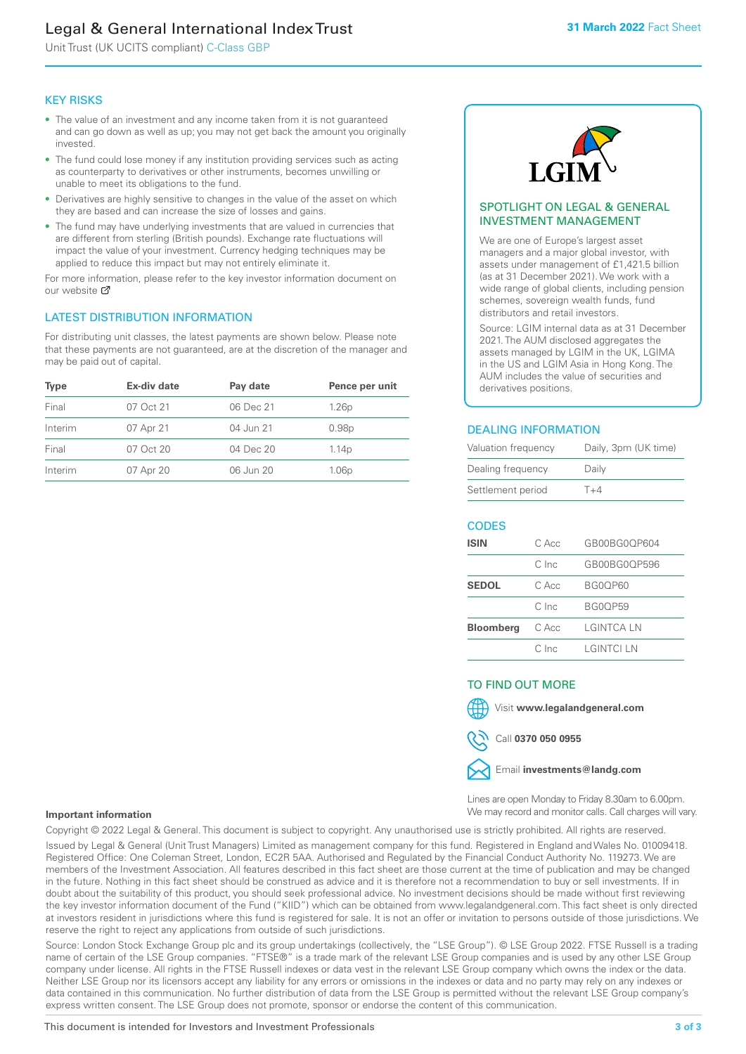## KEY RISKS

- The value of an investment and any income taken from it is not guaranteed and can go down as well as up; you may not get back the amount you originally invested.
- The fund could lose money if any institution providing services such as acting as counterparty to derivatives or other instruments, becomes unwilling or unable to meet its obligations to the fund.
- Derivatives are highly sensitive to changes in the value of the asset on which they are based and can increase the size of losses and gains.
- The fund may have underlying investments that are valued in currencies that are different from sterling (British pounds). Exchange rate fluctuations will impact the value of your investment. Currency hedging techniques may be applied to reduce this impact but may not entirely eliminate it.

For more information, please refer to the key investor information document on our website

## LATEST DISTRIBUTION INFORMATION

For distributing unit classes, the latest payments are shown below. Please note that these payments are not guaranteed, are at the discretion of the manager and may be paid out of capital.

| Type | Ex-div date | Pay date | Pence per unit |
|---|---|---|---|
| Final | 07 Oct 21 | 06 Dec 21 | 1.26p |
| Interim | 07 Apr 21 | 04 Jun 21 | 0.98p |
| Final | 07 Oct 20 | 04 Dec 20 | 1.14p |
| Interim | 07 Apr 20 | 06 Jun 20 | 1.06p |

## SPOTLIGHT ON LEGAL & GENERAL INVESTMENT MANAGEMENT

We are one of Europe's largest asset managers and a major global investor, with assets under management of £1,421.5 billion (as at 31 December 2021). We work with a wide range of global clients, including pension schemes, sovereign wealth funds, fund distributors and retail investors.

Source: LGIM internal data as at 31 December 2021. The AUM disclosed aggregates the assets managed by LGIM in the UK, LGIMA in the US and LGIM Asia in Hong Kong. The AUM includes the value of securities and derivatives positions.

## DEALING INFORMATION

| | |
|---|---|
| Valuation frequency | Daily, 3pm (UK time) |
| Dealing frequency | Daily |
| Settlement period | T+4 |

## CODES

| | | |
|---|---|---|
| **ISIN** | C Acc | GB00BG0QP604 |
| | C Inc | GB00BG0QP596 |
| **SEDOL** | C Acc | BG0QP60 |
| | C Inc | BG0QP59 |
| **Bloomberg** | C Acc | LGINTCA LN |
| | C Inc | LGINTCI LN |

## TO FIND OUT MORE

Visit **www.legalandgeneral.com**

Call **0370 050 0955**

Email **investments@landg.com**

Lines are open Monday to Friday 8.30am to 6.00pm. We may record and monitor calls. Call charges will vary.

**Important information**

Copyright © 2022 Legal & General. This document is subject to copyright. Any unauthorised use is strictly prohibited. All rights are reserved.

Issued by Legal & General (Unit Trust Managers) Limited as management company for this fund. Registered in England and Wales No. 01009418. Registered Office: One Coleman Street, London, EC2R 5AA. Authorised and Regulated by the Financial Conduct Authority No. 119273. We are members of the Investment Association. All features described in this fact sheet are those current at the time of publication and may be changed in the future. Nothing in this fact sheet should be construed as advice and it is therefore not a recommendation to buy or sell investments. If in doubt about the suitability of this product, you should seek professional advice. No investment decisions should be made without first reviewing the key investor information document of the Fund ("KIID") which can be obtained from www.legalandgeneral.com. This fact sheet is only directed at investors resident in jurisdictions where this fund is registered for sale. It is not an offer or invitation to persons outside of those jurisdictions. We reserve the right to reject any applications from outside of such jurisdictions.

Source: London Stock Exchange Group plc and its group undertakings (collectively, the "LSE Group"). © LSE Group 2022. FTSE Russell is a trading name of certain of the LSE Group companies. "FTSE®" is a trade mark of the relevant LSE Group companies and is used by any other LSE Group company under license. All rights in the FTSE Russell indexes or data vest in the relevant LSE Group company which owns the index or the data. Neither LSE Group nor its licensors accept any liability for any errors or omissions in the indexes or data and no party may rely on any indexes or data contained in this communication. No further distribution of data from the LSE Group is permitted without the relevant LSE Group company's express written consent. The LSE Group does not promote, sponsor or endorse the content of this communication.

This document is intended for Investors and Investment Professionals